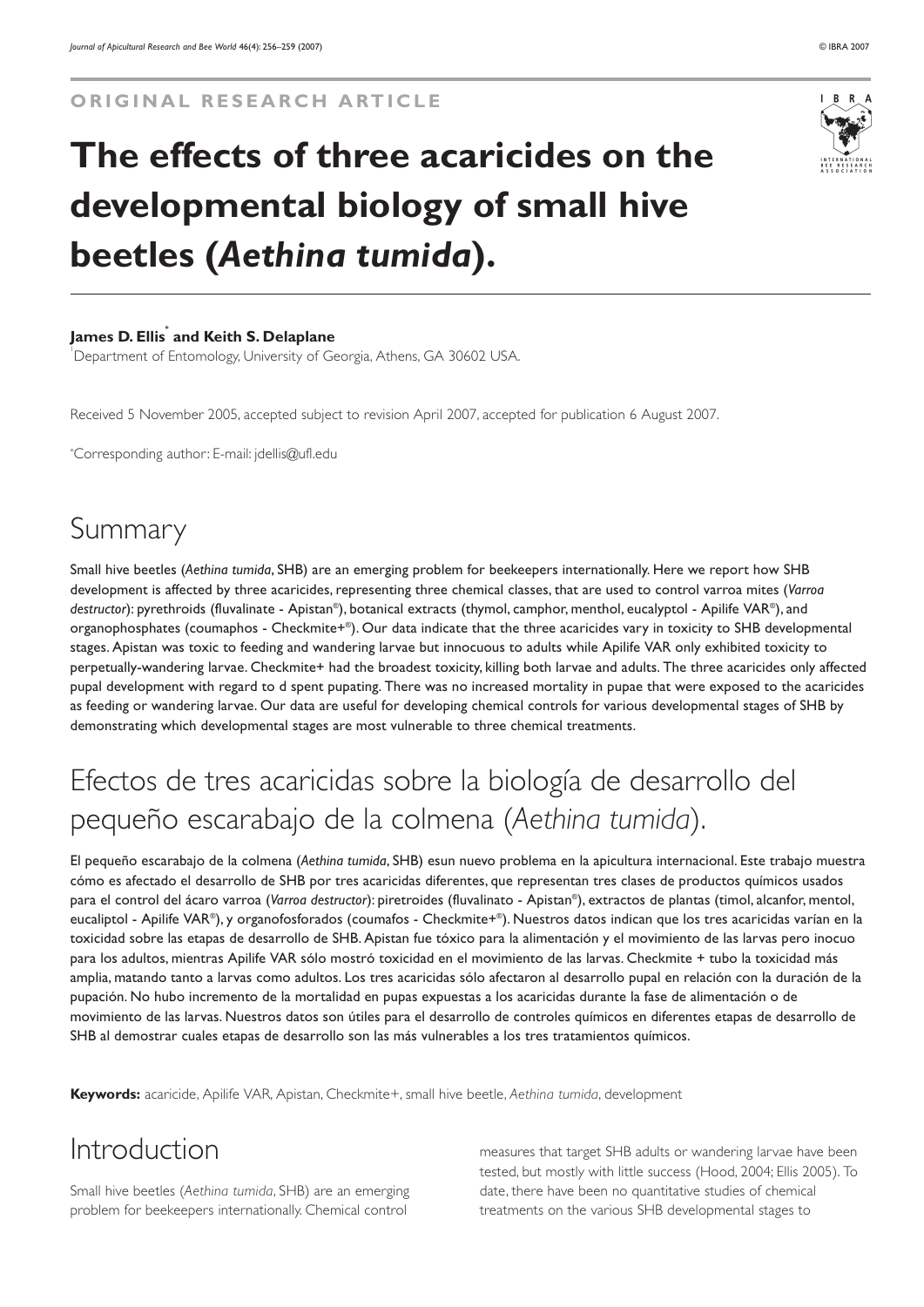**ORIGINAL RESEARCH ARTICLE**

# The effects of three acaricides on the developmental biology of small hive beetles (*Aethina tumida*).

**James D. Ellis[*] and Keith S. Delaplane**
[1]Department of Entomology, University of Georgia, Athens, GA 30602 USA.

Received 5 November 2005, accepted subject to revision April 2007, accepted for publication 6 August 2007.

[*]Corresponding author: E-mail: jdellis@ufl.edu

## Summary

Small hive beetles (*Aethina tumida*, SHB) are an emerging problem for beekeepers internationally. Here we report how SHB development is affected by three acaricides, representing three chemical classes, that are used to control varroa mites (*Varroa destructor*): pyrethroids (fluvalinate - Apistan®), botanical extracts (thymol, camphor, menthol, eucalyptol - Apilife VAR®), and organophosphates (coumaphos - Checkmite+®). Our data indicate that the three acaricides vary in toxicity to SHB developmental stages. Apistan was toxic to feeding and wandering larvae but innocuous to adults while Apilife VAR only exhibited toxicity to perpetually-wandering larvae. Checkmite+ had the broadest toxicity, killing both larvae and adults. The three acaricides only affected pupal development with regard to d spent pupating. There was no increased mortality in pupae that were exposed to the acaricides as feeding or wandering larvae. Our data are useful for developing chemical controls for various developmental stages of SHB by demonstrating which developmental stages are most vulnerable to three chemical treatments.

## Efectos de tres acaricidas sobre la biología de desarrollo del pequeño escarabajo de la colmena (*Aethina tumida*).

El pequeño escarabajo de la colmena (*Aethina tumida*, SHB) esun nuevo problema en la apicultura internacional. Este trabajo muestra cómo es afectado el desarrollo de SHB por tres acaricidas diferentes, que representan tres clases de productos químicos usados para el control del ácaro varroa (*Varroa destructor*): piretroides (fluvalinato - Apistan®), extractos de plantas (timol, alcanfor, mentol, eucaliptol - Apilife VAR®), y organofosforados (coumafos - Checkmite+®). Nuestros datos indican que los tres acaricidas varían en la toxicidad sobre las etapas de desarrollo de SHB. Apistan fue tóxico para la alimentación y el movimiento de las larvas pero inocuo para los adultos, mientras Apilife VAR sólo mostró toxicidad en el movimiento de las larvas. Checkmite + tubo la toxicidad más amplia, matando tanto a larvas como adultos. Los tres acaricidas sólo afectaron al desarrollo pupal en relación con la duración de la pupación. No hubo incremento de la mortalidad en pupas expuestas a los acaricidas durante la fase de alimentación o de movimiento de las larvas. Nuestros datos son útiles para el desarrollo de controles químicos en diferentes etapas de desarrollo de SHB al demostrar cuales etapas de desarrollo son las más vulnerables a los tres tratamientos químicos.

**Keywords:** acaricide, Apilife VAR, Apistan, Checkmite+, small hive beetle, *Aethina tumida*, development

## Introduction

Small hive beetles (*Aethina tumida*, SHB) are an emerging problem for beekeepers internationally. Chemical control measures that target SHB adults or wandering larvae have been tested, but mostly with little success (Hood, 2004; Ellis 2005). To date, there have been no quantitative studies of chemical treatments on the various SHB developmental stages to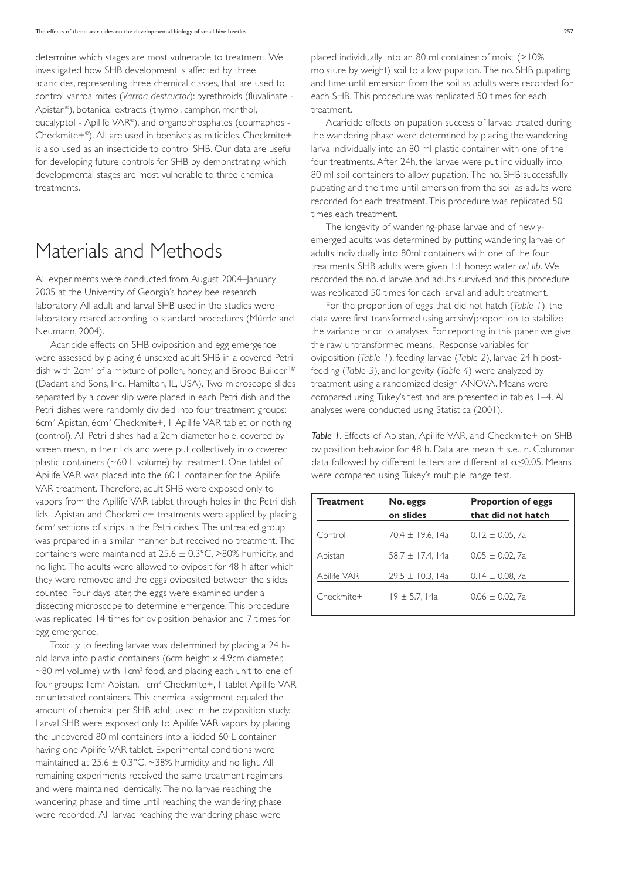determine which stages are most vulnerable to treatment. We investigated how SHB development is affected by three acaricides, representing three chemical classes, that are used to control varroa mites (*Varroa destructor*): pyrethroids (fluvalinate - Apistan®), botanical extracts (thymol, camphor, menthol, eucalyptol - Apilife VAR®), and organophosphates (coumaphos - Checkmite+®). All are used in beehives as miticides. Checkmite+ is also used as an insecticide to control SHB. Our data are useful for developing future controls for SHB by demonstrating which developmental stages are most vulnerable to three chemical treatments.

# Materials and Methods

All experiments were conducted from August 2004–January 2005 at the University of Georgia's honey bee research laboratory. All adult and larval SHB used in the studies were laboratory reared according to standard procedures (Mürrle and Neumann, 2004).

Acaricide effects on SHB oviposition and egg emergence were assessed by placing 6 unsexed adult SHB in a covered Petri dish with 2cm$^3$ of a mixture of pollen, honey, and Brood Builder™ (Dadant and Sons, Inc., Hamilton, IL, USA). Two microscope slides separated by a cover slip were placed in each Petri dish, and the Petri dishes were randomly divided into four treatment groups: 6cm$^2$ Apistan, 6cm$^2$ Checkmite+, 1 Apilife VAR tablet, or nothing (control). All Petri dishes had a 2cm diameter hole, covered by screen mesh, in their lids and were put collectively into covered plastic containers (~60 L volume) by treatment. One tablet of Apilife VAR was placed into the 60 L container for the Apilife VAR treatment. Therefore, adult SHB were exposed only to vapors from the Apilife VAR tablet through holes in the Petri dish lids. Apistan and Checkmite+ treatments were applied by placing 6cm$^2$ sections of strips in the Petri dishes. The untreated group was prepared in a similar manner but received no treatment. The containers were maintained at 25.6 ± 0.3°C, >80% humidity, and no light. The adults were allowed to oviposit for 48 h after which they were removed and the eggs oviposited between the slides counted. Four days later, the eggs were examined under a dissecting microscope to determine emergence. This procedure was replicated 14 times for oviposition behavior and 7 times for egg emergence.

Toxicity to feeding larvae was determined by placing a 24 h-old larva into plastic containers (6cm height x 4.9cm diameter, ~80 ml volume) with 1cm$^3$ food, and placing each unit to one of four groups: 1cm$^2$ Apistan, 1cm$^2$ Checkmite+, 1 tablet Apilife VAR, or untreated containers. This chemical assignment equaled the amount of chemical per SHB adult used in the oviposition study. Larval SHB were exposed only to Apilife VAR vapors by placing the uncovered 80 ml containers into a lidded 60 L container having one Apilife VAR tablet. Experimental conditions were maintained at 25.6 ± 0.3°C, ~38% humidity, and no light. All remaining experiments received the same treatment regimens and were maintained identically. The no. larvae reaching the wandering phase and time until reaching the wandering phase were recorded. All larvae reaching the wandering phase were placed individually into an 80 ml container of moist (>10% moisture by weight) soil to allow pupation. The no. SHB pupating and time until emersion from the soil as adults were recorded for each SHB. This procedure was replicated 50 times for each treatment.

Acaricide effects on pupation success of larvae treated during the wandering phase were determined by placing the wandering larva individually into an 80 ml plastic container with one of the four treatments. After 24h, the larvae were put individually into 80 ml soil containers to allow pupation. The no. SHB successfully pupating and the time until emersion from the soil as adults were recorded for each treatment. This procedure was replicated 50 times each treatment.

The longevity of wandering-phase larvae and of newly-emerged adults was determined by putting wandering larvae or adults individually into 80ml containers with one of the four treatments. SHB adults were given 1:1 honey: water *ad lib*. We recorded the no. d larvae and adults survived and this procedure was replicated 50 times for each larval and adult treatment.

For the proportion of eggs that did not hatch (*Table 1*), the data were first transformed using arcsin√proportion to stabilize the variance prior to analyses. For reporting in this paper we give the raw, untransformed means. Response variables for oviposition (*Table 1*), feeding larvae (*Table 2*), larvae 24 h post-feeding (*Table 3*), and longevity (*Table 4*) were analyzed by treatment using a randomized design ANOVA. Means were compared using Tukey's test and are presented in tables 1–4. All analyses were conducted using Statistica (2001).

***Table 1.*** Effects of Apistan, Apilife VAR, and Checkmite+ on SHB oviposition behavior for 48 h. Data are mean ± s.e., n. Columnar data followed by different letters are different at $\alpha \leq 0.05$. Means were compared using Tukey's multiple range test.

| **Treatment** | **No. eggs on slides** | **Proportion of eggs that did not hatch** |
|---|---|---|
| Control | 70.4 ± 19.6, 14a | 0.12 ± 0.05, 7a |
| Apistan | 58.7 ± 17.4, 14a | 0.05 ± 0.02, 7a |
| Apilife VAR | 29.5 ± 10.3, 14a | 0.14 ± 0.08, 7a |
| Checkmite+ | 19 ± 5.7, 14a | 0.06 ± 0.02, 7a |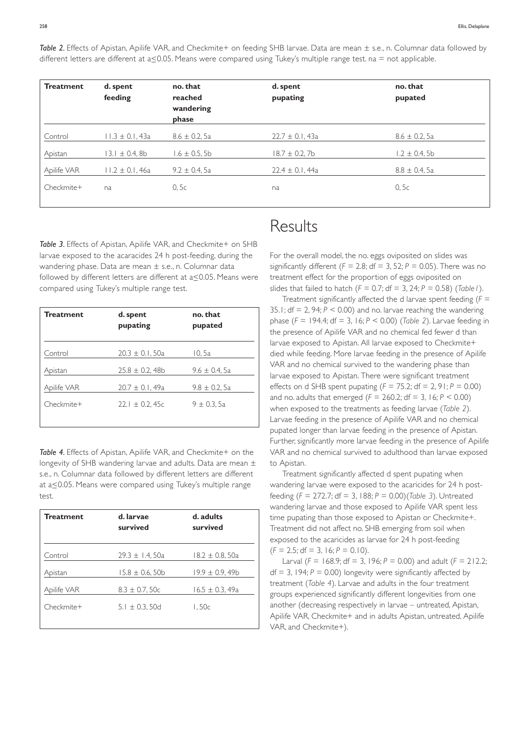*Table 2.* Effects of Apistan, Apilife VAR, and Checkmite+ on feeding SHB larvae. Data are mean ± s.e., n. Columnar data followed by different letters are different at a≤0.05. Means were compared using Tukey's multiple range test. na = not applicable.

| Treatment | d. spent feeding | no. that reached wandering phase | d. spent pupating | no. that pupated |
|---|---|---|---|---|
| Control | 11.3 ± 0.1, 43a | 8.6 ± 0.2, 5a | 22.7 ± 0.1, 43a | 8.6 ± 0.2, 5a |
| Apistan | 13.1 ± 0.4, 8b | 1.6 ± 0.5, 5b | 18.7 ± 0.2, 7b | 1.2 ± 0.4, 5b |
| Apilife VAR | 11.2 ± 0.1, 46a | 9.2 ± 0.4, 5a | 22.4 ± 0.1, 44a | 8.8 ± 0.4, 5a |
| Checkmite+ | na | 0, 5c | na | 0, 5c |

*Table 3.* Effects of Apistan, Apilife VAR, and Checkmite+ on SHB larvae exposed to the acaracides 24 h post-feeding, during the wandering phase. Data are mean ± s.e., n. Columnar data followed by different letters are different at a≤0.05. Means were compared using Tukey's multiple range test.

| Treatment | d. spent pupating | no. that pupated |
|---|---|---|
| Control | 20.3 ± 0.1, 50a | 10, 5a |
| Apistan | 25.8 ± 0.2, 48b | 9.6 ± 0.4, 5a |
| Apilife VAR | 20.7 ± 0.1, 49a | 9.8 ± 0.2, 5a |
| Checkmite+ | 22.1 ± 0.2, 45c | 9 ± 0.3, 5a |

*Table 4.* Effects of Apistan, Apilife VAR, and Checkmite+ on the longevity of SHB wandering larvae and adults. Data are mean ± s.e., n. Columnar data followed by different letters are different at a≤0.05. Means were compared using Tukey's multiple range test.

| Treatment | d. larvae survived | d. adults survived |
|---|---|---|
| Control | 29.3 ± 1.4, 50a | 18.2 ± 0.8, 50a |
| Apistan | 15.8 ± 0.6, 50b | 19.9 ± 0.9, 49b |
| Apilife VAR | 8.3 ± 0.7, 50c | 16.5 ± 0.3, 49a |
| Checkmite+ | 5.1 ± 0.3, 50d | 1, 50c |

# Results

For the overall model, the no. eggs oviposited on slides was significantly different ($F = 2.8$; df = 3, 52; $P = 0.05$). There was no treatment effect for the proportion of eggs oviposited on slides that failed to hatch ($F = 0.7$; df = 3, 24; $P = 0.58$) (*Table 1*).

Treatment significantly affected the d larvae spent feeding ($F = 35.1$; df = 2, 94; $P < 0.00$) and no. larvae reaching the wandering phase ($F = 194.4$; df = 3, 16; $P < 0.00$) (*Table 2*). Larvae feeding in the presence of Apilife VAR and no chemical fed fewer d than larvae exposed to Apistan. All larvae exposed to Checkmite+ died while feeding. More larvae feeding in the presence of Apilife VAR and no chemical survived to the wandering phase than larvae exposed to Apistan. There were significant treatment effects on d SHB spent pupating ($F = 75.2$; df = 2, 91; $P = 0.00$) and no. adults that emerged ($F = 260.2$; df = 3, 16; $P < 0.00$) when exposed to the treatments as feeding larvae (*Table 2*). Larvae feeding in the presence of Apilife VAR and no chemical pupated longer than larvae feeding in the presence of Apistan. Further, significantly more larvae feeding in the presence of Apilife VAR and no chemical survived to adulthood than larvae exposed to Apistan.

Treatment significantly affected d spent pupating when wandering larvae were exposed to the acaricides for 24 h post-feeding ($F = 272.7$; df = 3, 188; $P = 0.00$)(*Table 3*). Untreated wandering larvae and those exposed to Apilife VAR spent less time pupating than those exposed to Apistan or Checkmite+. Treatment did not affect no. SHB emerging from soil when exposed to the acaricides as larvae for 24 h post-feeding ($F = 2.5$; df = 3, 16; $P = 0.10$).

Larval ($F = 168.9$; df = 3, 196; $P = 0.00$) and adult ($F = 212.2$; df = 3, 194; $P = 0.00$) longevity were significantly affected by treatment (*Table 4*). Larvae and adults in the four treatment groups experienced significantly different longevities from one another (decreasing respectively in larvae – untreated, Apistan, Apilife VAR, Checkmite+ and in adults Apistan, untreated, Apilife VAR, and Checkmite+).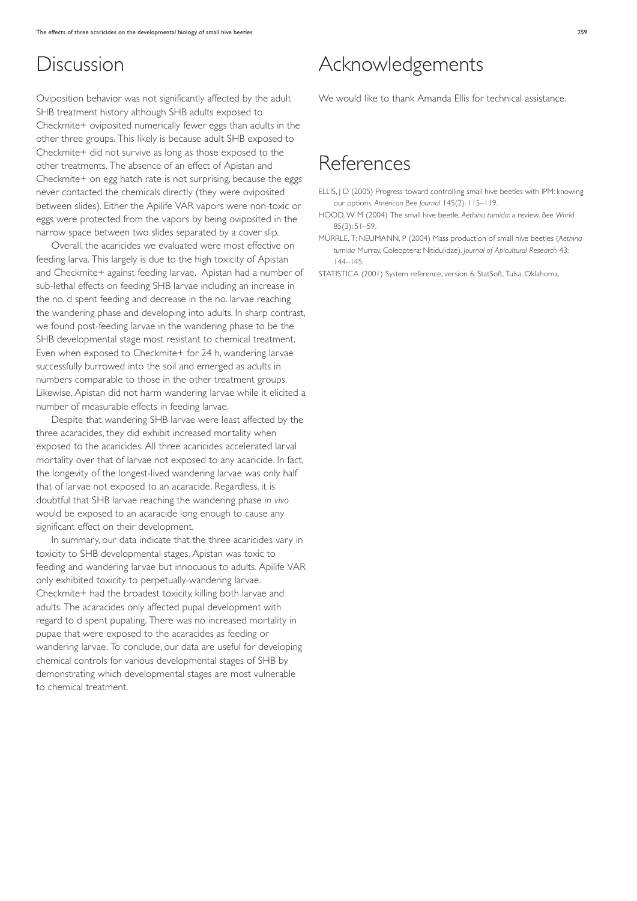# Discussion

Oviposition behavior was not significantly affected by the adult SHB treatment history although SHB adults exposed to Checkmite+ oviposited numerically fewer eggs than adults in the other three groups. This likely is because adult SHB exposed to Checkmite+ did not survive as long as those exposed to the other treatments. The absence of an effect of Apistan and Checkmite+ on egg hatch rate is not surprising, because the eggs never contacted the chemicals directly (they were oviposited between slides). Either the Apilife VAR vapors were non-toxic or eggs were protected from the vapors by being oviposited in the narrow space between two slides separated by a cover slip.

Overall, the acaricides we evaluated were most effective on feeding larva. This largely is due to the high toxicity of Apistan and Checkmite+ against feeding larvae. Apistan had a number of sub-lethal effects on feeding SHB larvae including an increase in the no. d spent feeding and decrease in the no. larvae reaching the wandering phase and developing into adults. In sharp contrast, we found post-feeding larvae in the wandering phase to be the SHB developmental stage most resistant to chemical treatment. Even when exposed to Checkmite+ for 24 h, wandering larvae successfully burrowed into the soil and emerged as adults in numbers comparable to those in the other treatment groups. Likewise, Apistan did not harm wandering larvae while it elicited a number of measurable effects in feeding larvae.

Despite that wandering SHB larvae were least affected by the three acaracides, they did exhibit increased mortality when exposed to the acaricides. All three acaricides accelerated larval mortality over that of larvae not exposed to any acaricide. In fact, the longevity of the longest-lived wandering larvae was only half that of larvae not exposed to an acaracide. Regardless, it is doubtful that SHB larvae reaching the wandering phase *in vivo* would be exposed to an acaracide long enough to cause any significant effect on their development.

In summary, our data indicate that the three acaricides vary in toxicity to SHB developmental stages. Apistan was toxic to feeding and wandering larvae but innocuous to adults. Apilife VAR only exhibited toxicity to perpetually-wandering larvae. Checkmite+ had the broadest toxicity, killing both larvae and adults. The acaracides only affected pupal development with regard to d spent pupating. There was no increased mortality in pupae that were exposed to the acaracides as feeding or wandering larvae. To conclude, our data are useful for developing chemical controls for various developmental stages of SHB by demonstrating which developmental stages are most vulnerable to chemical treatment.

# Acknowledgements

We would like to thank Amanda Ellis for technical assistance.

# References

ELLIS, J D (2005) Progress toward controlling small hive beetles with IPM: knowing our options. *American Bee Journal* 145(2): 115–119.

HOOD, W M (2004) The small hive beetle, *Aethina tumida*: a review. *Bee World* 85(3): 51–59.

MÜRRLE, T; NEUMANN, P (2004) Mass production of small hive beetles (*Aethina tumida* Murray, Coleoptera: Nitidulidae). *Journal of Apicultural Research* 43: 144–145.

STATISTICA (2001) System reference, version 6. StatSoft, Tulsa, Oklahoma.